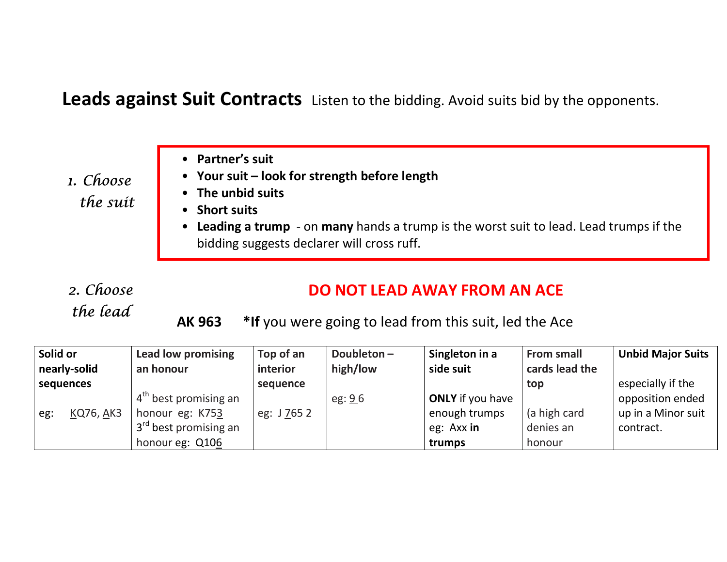# Leads against Suit Contracts

Listen to the bidding. Avoid suits bid by the opponents.

*1. Choose the suit*

- **Partner's suit**
- **Your suit – look for strength before length**
- **The unbid suits**
- **Short suits**
- **Leading a trump** - on **many** hands a trump is the worst suit to lead. Lead trumps if the bidding suggests declarer will cross ruff.

*2. Choose the lead*

**DO NOT LEAD AWAY FROM AN ACE**

**AK 963** **\*If** you were going to lead from this suit, led the Ace

| **Solid or nearly-solid sequences** | **Lead low promising an honour** | **Top of an interior sequence** | **Doubleton – high/low** | **Singleton in a side suit** | **From small cards lead the top** | **Unbid Major Suits** |
|---|---|---|---|---|---|---|
| eg: KQ76, AK3 | 4th best promising an honour eg: K753<br>3rd best promising an honour eg: Q106 | eg: J 765 2 | eg: 9 6 | **ONLY** if you have enough trumps eg: Axx **in trumps** | (a high card denies an honour | especially if the opposition ended up in a Minor suit contract. |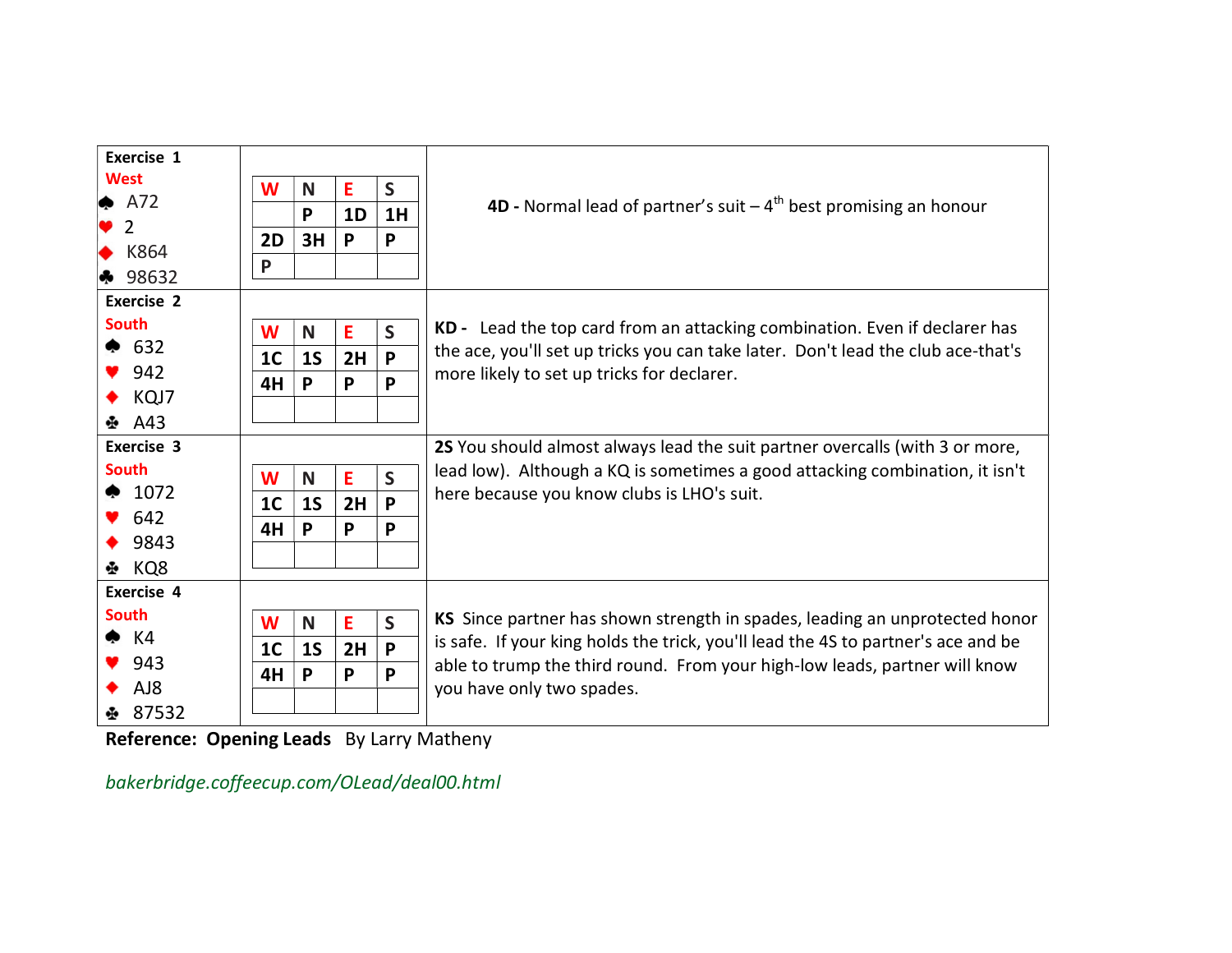| | | |
|---|---|---|
| **Exercise 1**<br>West<br>♠ A72<br>♥ 2<br>♦ K864<br>♣ 98632 | W \| N \| E \| S<br> \| P \| 1D \| 1H<br>2D \| 3H \| P \| P<br>P \| \| \| | **4D -** Normal lead of partner's suit – 4th best promising an honour |
| **Exercise 2**<br>South<br>♠ 632<br>♥ 942<br>♦ KQJ7<br>♣ A43 | W \| N \| E \| S<br>1C \| 1S \| 2H \| P<br>4H \| P \| P \| P | **KD -** Lead the top card from an attacking combination. Even if declarer has the ace, you'll set up tricks you can take later. Don't lead the club ace-that's more likely to set up tricks for declarer. |
| **Exercise 3**<br>South<br>♠ 1072<br>♥ 642<br>♦ 9843<br>♣ KQ8 | W \| N \| E \| S<br>1C \| 1S \| 2H \| P<br>4H \| P \| P \| P | **2S** You should almost always lead the suit partner overcalls (with 3 or more, lead low). Although a KQ is sometimes a good attacking combination, it isn't here because you know clubs is LHO's suit. |
| **Exercise 4**<br>South<br>♠ K4<br>♥ 943<br>♦ AJ8<br>♣ 87532 | W \| N \| E \| S<br>1C \| 1S \| 2H \| P<br>4H \| P \| P \| P | **KS** Since partner has shown strength in spades, leading an unprotected honor is safe. If your king holds the trick, you'll lead the 4S to partner's ace and be able to trump the third round. From your high-low leads, partner will know you have only two spades. |

**Reference: Opening Leads** By Larry Matheny

*bakerbridge.coffeecup.com/OLead/deal00.html*